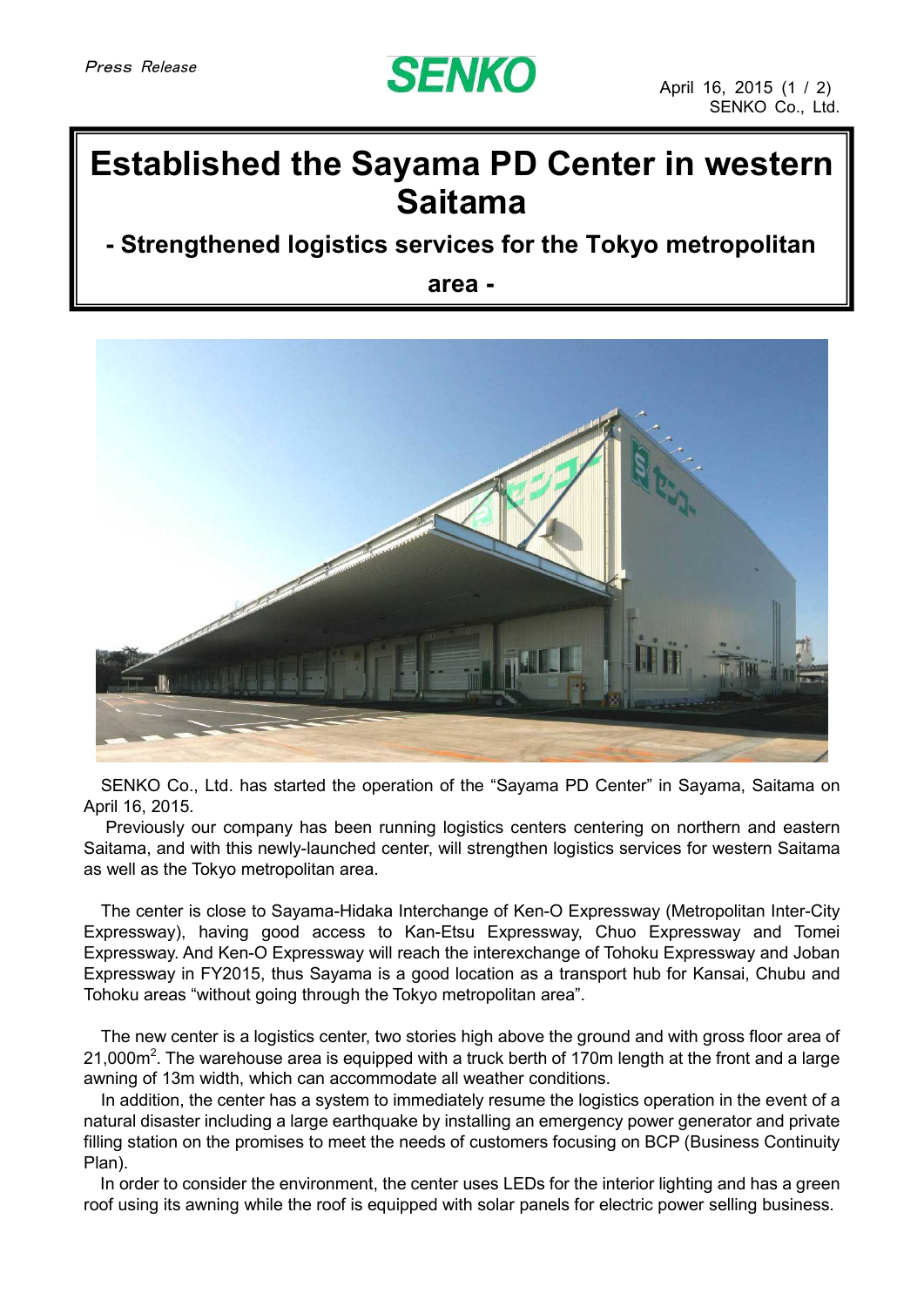*Press Release*

April 16, 2015
SENKO Co., Ltd.

# Established the Sayama PD Center in western Saitama

## - Strengthened logistics services for the Tokyo metropolitan area -

SENKO Co., Ltd. has started the operation of the “Sayama PD Center” in Sayama, Saitama on April 16, 2015.

Previously our company has been running logistics centers centering on northern and eastern Saitama, and with this newly-launched center, will strengthen logistics services for western Saitama as well as the Tokyo metropolitan area.

The center is close to Sayama-Hidaka Interchange of Ken-O Expressway (Metropolitan Inter-City Expressway), having good access to Kan-Etsu Expressway, Chuo Expressway and Tomei Expressway. And Ken-O Expressway will reach the interexchange of Tohoku Expressway and Joban Expressway in FY2015, thus Sayama is a good location as a transport hub for Kansai, Chubu and Tohoku areas “without going through the Tokyo metropolitan area”.

The new center is a logistics center, two stories high above the ground and with gross floor area of 21,000m$^2$. The warehouse area is equipped with a truck berth of 170m length at the front and a large awning of 13m width, which can accommodate all weather conditions.

In addition, the center has a system to immediately resume the logistics operation in the event of a natural disaster including a large earthquake by installing an emergency power generator and private filling station on the promises to meet the needs of customers focusing on BCP (Business Continuity Plan).

In order to consider the environment, the center uses LEDs for the interior lighting and has a green roof using its awning while the roof is equipped with solar panels for electric power selling business.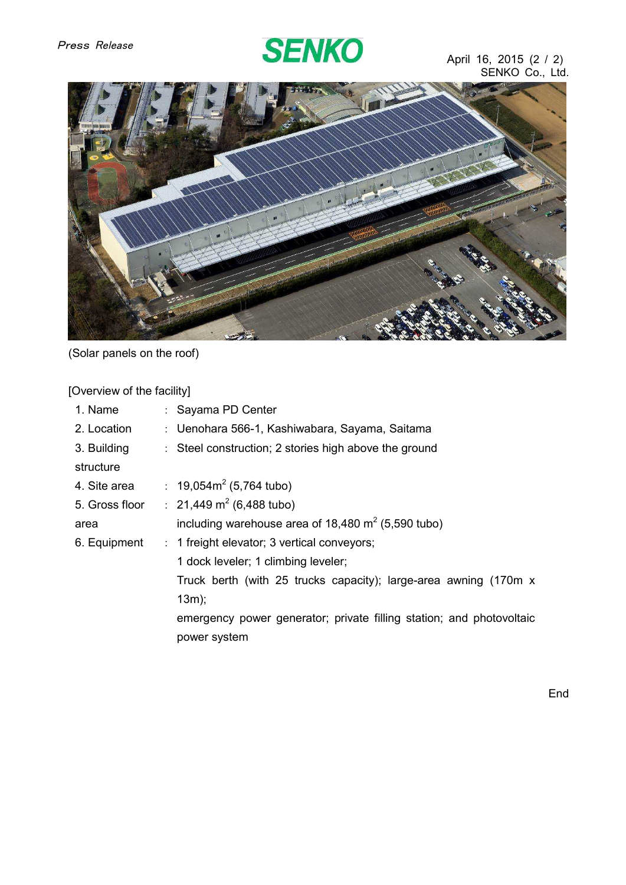(Solar panels on the roof)

[Overview of the facility]

| | | |
|---|---|---|
| 1. Name | : | Sayama PD Center |
| 2. Location | : | Uenohara 566-1, Kashiwabara, Sayama, Saitama |
| 3. Building structure | : | Steel construction; 2 stories high above the ground |
| 4. Site area | : | 19,054m$^2$ (5,764 tubo) |
| 5. Gross floor area | : | 21,449 m$^2$ (6,488 tubo) including warehouse area of 18,480 m$^2$ (5,590 tubo) |
| 6. Equipment | : | 1 freight elevator; 3 vertical conveyors; 1 dock leveler; 1 climbing leveler; Truck berth (with 25 trucks capacity); large-area awning (170m x 13m); emergency power generator; private filling station; and photovoltaic power system |

End